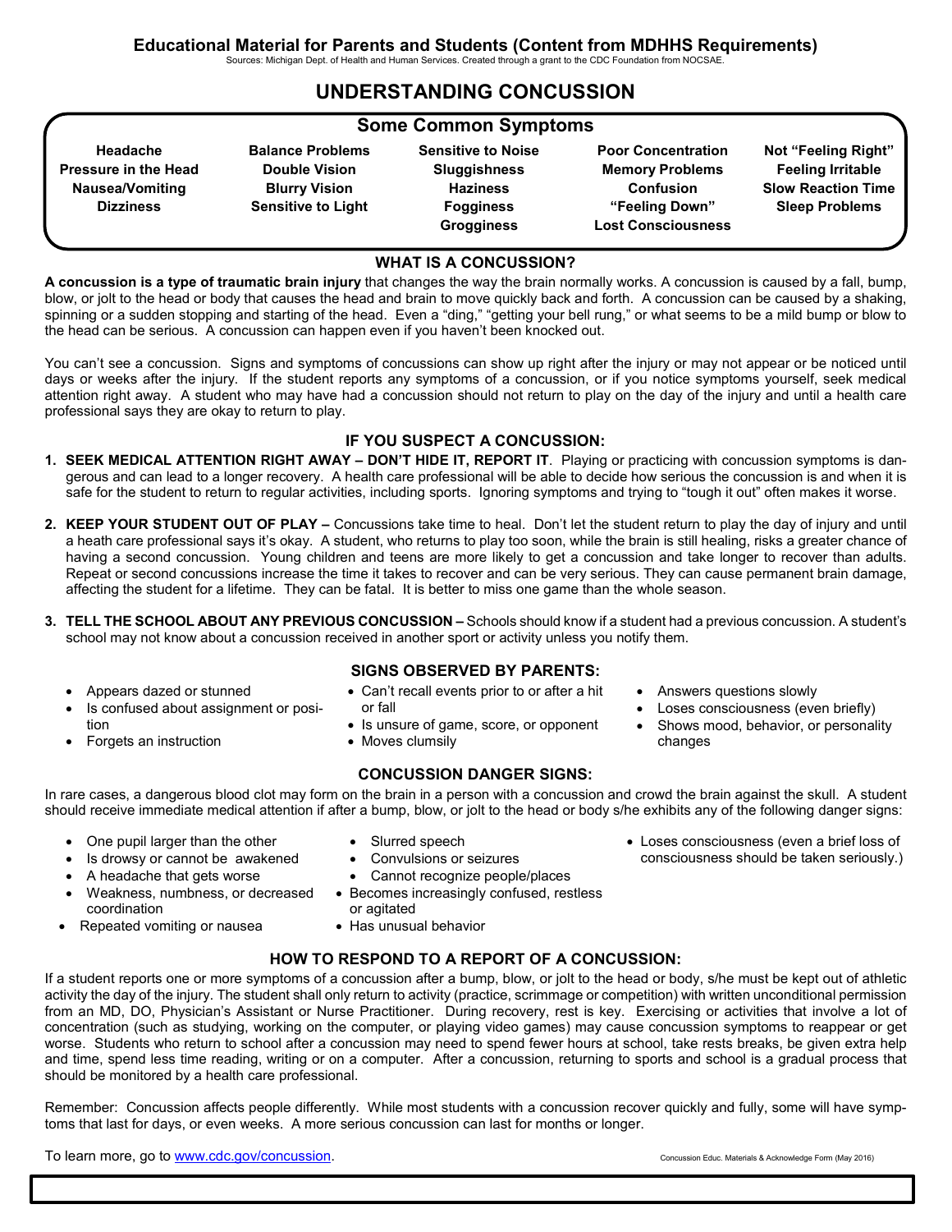**Educational Material for Parents and Students (Content from MDHHS Requirements)**

Sources: Michigan Dept. of Health and Human Services. Created through a grant to the CDC Foundation from NOCSAE.

# UNDERSTANDING CONCUSSION

## Some Common Symptoms

| | | | | |
|---|---|---|---|---|
| **Headache** | **Balance Problems** | **Sensitive to Noise** | **Poor Concentration** | **Not "Feeling Right"** |
| **Pressure in the Head** | **Double Vision** | **Sluggishness** | **Memory Problems** | **Feeling Irritable** |
| **Nausea/Vomiting** | **Blurry Vision** | **Haziness** | **Confusion** | **Slow Reaction Time** |
| **Dizziness** | **Sensitive to Light** | **Fogginess** | **"Feeling Down"** | **Sleep Problems** |
| | | **Grogginess** | **Lost Consciousness** | |

## WHAT IS A CONCUSSION?

**A concussion is a type of traumatic brain injury** that changes the way the brain normally works. A concussion is caused by a fall, bump, blow, or jolt to the head or body that causes the head and brain to move quickly back and forth. A concussion can be caused by a shaking, spinning or a sudden stopping and starting of the head. Even a "ding," "getting your bell rung," or what seems to be a mild bump or blow to the head can be serious. A concussion can happen even if you haven't been knocked out.

You can't see a concussion. Signs and symptoms of concussions can show up right after the injury or may not appear or be noticed until days or weeks after the injury. If the student reports any symptoms of a concussion, or if you notice symptoms yourself, seek medical attention right away. A student who may have had a concussion should not return to play on the day of the injury and until a health care professional says they are okay to return to play.

## IF YOU SUSPECT A CONCUSSION:

1. **SEEK MEDICAL ATTENTION RIGHT AWAY – DON'T HIDE IT, REPORT IT**. Playing or practicing with concussion symptoms is dangerous and can lead to a longer recovery. A health care professional will be able to decide how serious the concussion is and when it is safe for the student to return to regular activities, including sports. Ignoring symptoms and trying to "tough it out" often makes it worse.

2. **KEEP YOUR STUDENT OUT OF PLAY –** Concussions take time to heal. Don't let the student return to play the day of injury and until a heath care professional says it's okay. A student, who returns to play too soon, while the brain is still healing, risks a greater chance of having a second concussion. Young children and teens are more likely to get a concussion and take longer to recover than adults. Repeat or second concussions increase the time it takes to recover and can be very serious. They can cause permanent brain damage, affecting the student for a lifetime. They can be fatal. It is better to miss one game than the whole season.

3. **TELL THE SCHOOL ABOUT ANY PREVIOUS CONCUSSION –** Schools should know if a student had a previous concussion. A student's school may not know about a concussion received in another sport or activity unless you notify them.

## SIGNS OBSERVED BY PARENTS:

- Appears dazed or stunned
- Is confused about assignment or position
- Forgets an instruction
- Can't recall events prior to or after a hit or fall
- Is unsure of game, score, or opponent
- Moves clumsily
- Answers questions slowly
- Loses consciousness (even briefly)
- Shows mood, behavior, or personality changes

## CONCUSSION DANGER SIGNS:

In rare cases, a dangerous blood clot may form on the brain in a person with a concussion and crowd the brain against the skull. A student should receive immediate medical attention if after a bump, blow, or jolt to the head or body s/he exhibits any of the following danger signs:

- One pupil larger than the other
- Is drowsy or cannot be awakened
- A headache that gets worse
- Weakness, numbness, or decreased coordination
- Repeated vomiting or nausea
- Slurred speech
- Convulsions or seizures
- Cannot recognize people/places
- Becomes increasingly confused, restless or agitated
- Has unusual behavior
- Loses consciousness (even a brief loss of consciousness should be taken seriously.)

## HOW TO RESPOND TO A REPORT OF A CONCUSSION:

If a student reports one or more symptoms of a concussion after a bump, blow, or jolt to the head or body, s/he must be kept out of athletic activity the day of the injury. The student shall only return to activity (practice, scrimmage or competition) with written unconditional permission from an MD, DO, Physician's Assistant or Nurse Practitioner. During recovery, rest is key. Exercising or activities that involve a lot of concentration (such as studying, working on the computer, or playing video games) may cause concussion symptoms to reappear or get worse. Students who return to school after a concussion may need to spend fewer hours at school, take rests breaks, be given extra help and time, spend less time reading, writing or on a computer. After a concussion, returning to sports and school is a gradual process that should be monitored by a health care professional.

Remember: Concussion affects people differently. While most students with a concussion recover quickly and fully, some will have symptoms that last for days, or even weeks. A more serious concussion can last for months or longer.

To learn more, go to www.cdc.gov/concussion.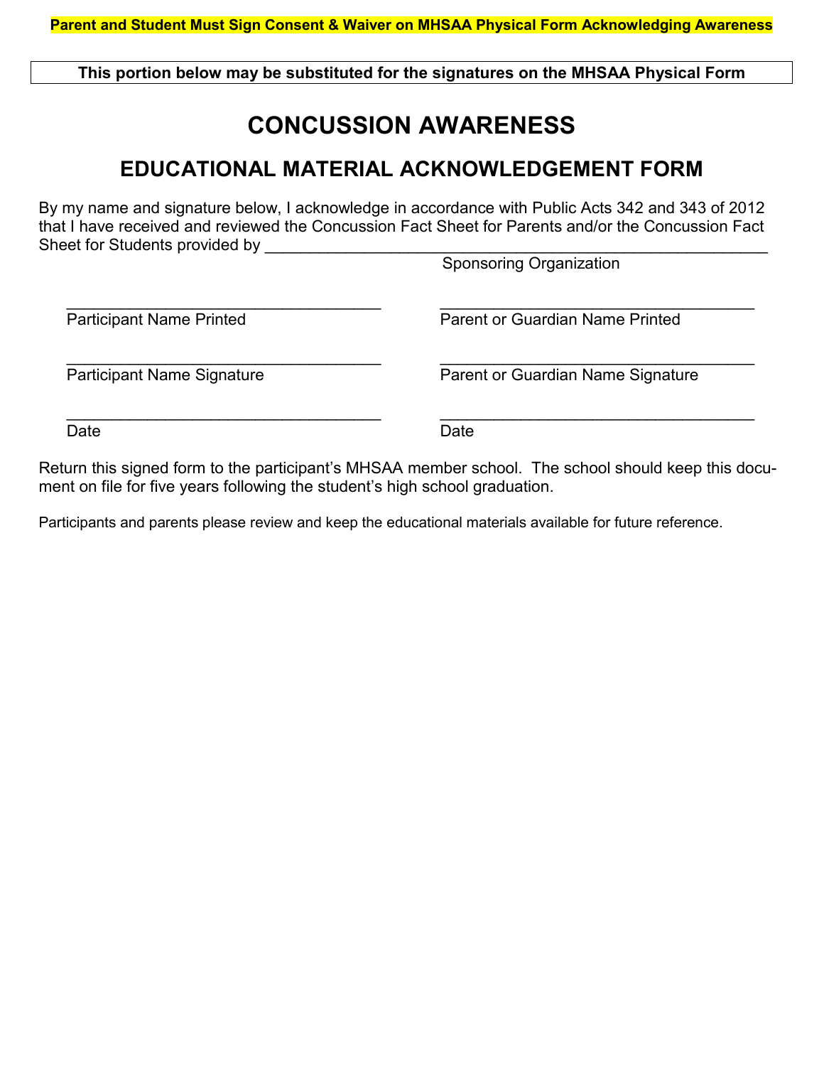**Parent and Student Must Sign Consent & Waiver on MHSAA Physical Form Acknowledging Awareness**

**This portion below may be substituted for the signatures on the MHSAA Physical Form**

# CONCUSSION AWARENESS

## EDUCATIONAL MATERIAL ACKNOWLEDGEMENT FORM

By my name and signature below, I acknowledge in accordance with Public Acts 342 and 343 of 2012 that I have received and reviewed the Concussion Fact Sheet for Parents and/or the Concussion Fact Sheet for Students provided by ________________________________________________

Sponsoring Organization

___________________________________
Participant Name Printed

___________________________________
Parent or Guardian Name Printed

___________________________________
Participant Name Signature

___________________________________
Parent or Guardian Name Signature

___________________________________
Date

___________________________________
Date

Return this signed form to the participant's MHSAA member school. The school should keep this document on file for five years following the student's high school graduation.

Participants and parents please review and keep the educational materials available for future reference.